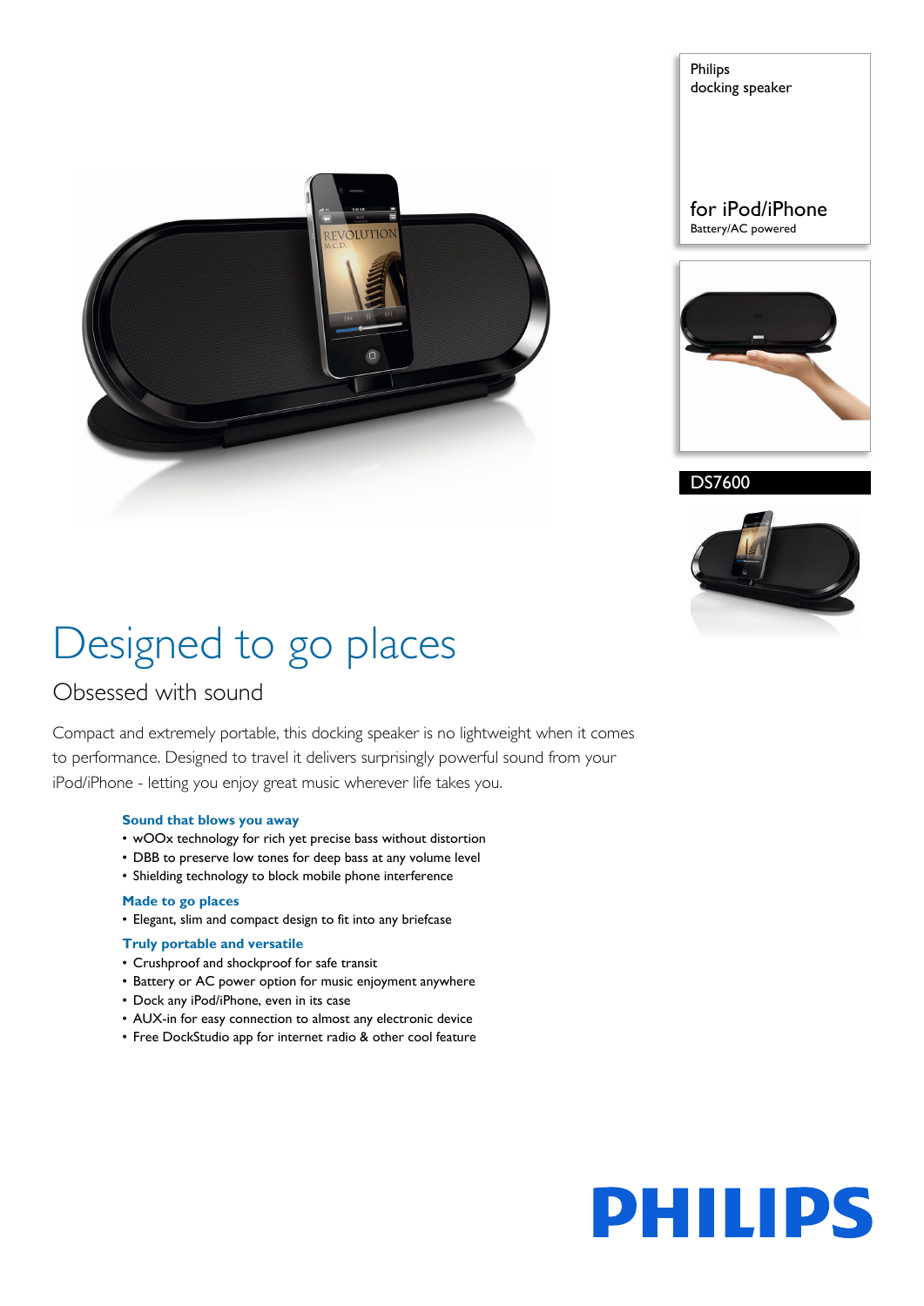Philips
docking speaker

for iPod/iPhone
Battery/AC powered

DS7600

# Designed to go places

## Obsessed with sound

Compact and extremely portable, this docking speaker is no lightweight when it comes to performance. Designed to travel it delivers surprisingly powerful sound from your iPod/iPhone - letting you enjoy great music wherever life takes you.

**Sound that blows you away**
- wOOx technology for rich yet precise bass without distortion
- DBB to preserve low tones for deep bass at any volume level
- Shielding technology to block mobile phone interference

**Made to go places**
- Elegant, slim and compact design to fit into any briefcase

**Truly portable and versatile**
- Crushproof and shockproof for safe transit
- Battery or AC power option for music enjoyment anywhere
- Dock any iPod/iPhone, even in its case
- AUX-in for easy connection to almost any electronic device
- Free DockStudio app for internet radio & other cool feature

PHILIPS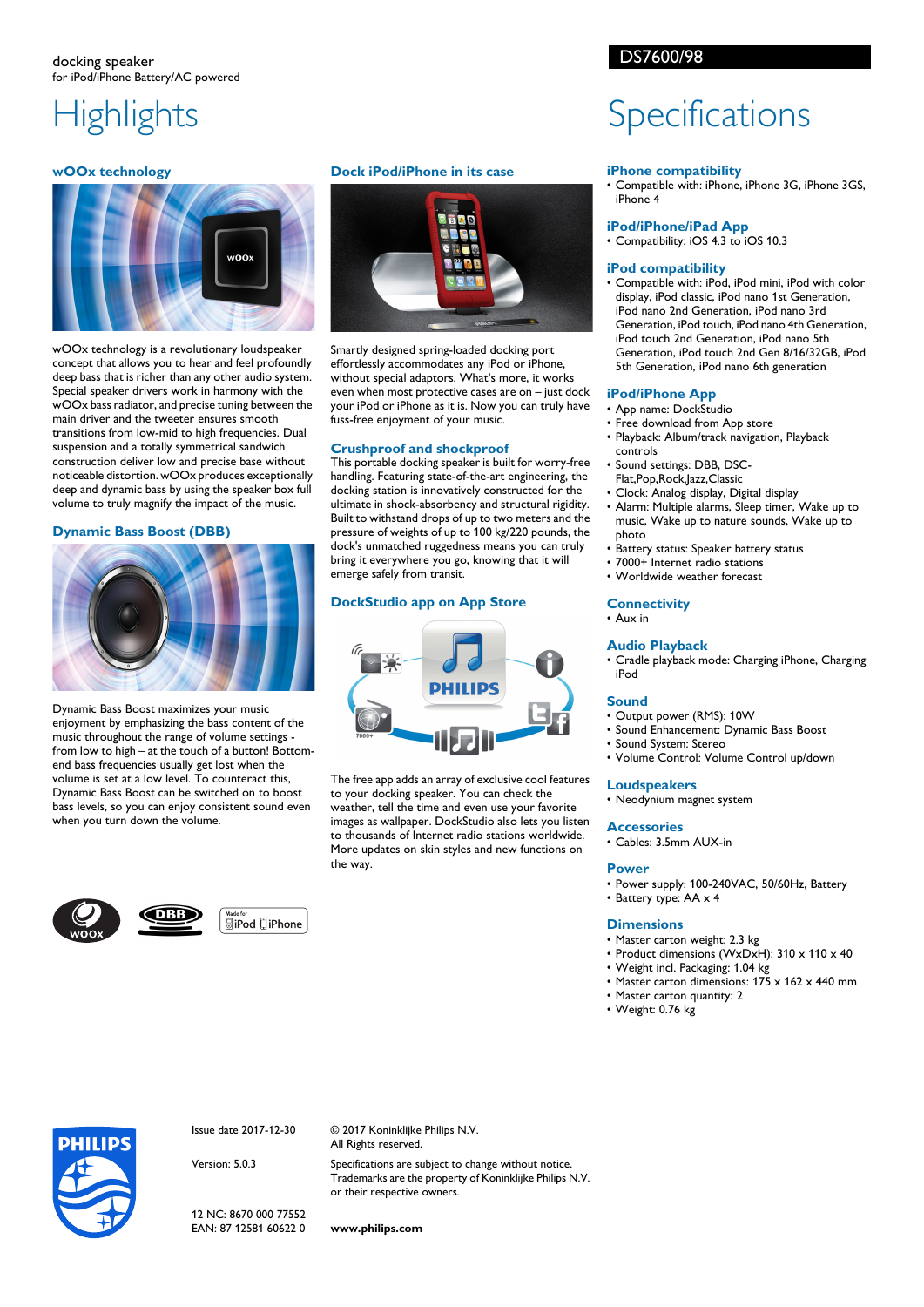docking speaker

for iPod/iPhone Battery/AC powered

# Highlights

### wOOx technology

wOOx technology is a revolutionary loudspeaker concept that allows you to hear and feel profoundly deep bass that is richer than any other audio system. Special speaker drivers work in harmony with the wOOx bass radiator, and precise tuning between the main driver and the tweeter ensures smooth transitions from low-mid to high frequencies. Dual suspension and a totally symmetrical sandwich construction deliver low and precise base without noticeable distortion. wOOx produces exceptionally deep and dynamic bass by using the speaker box full volume to truly magnify the impact of the music.

### Dynamic Bass Boost (DBB)

Dynamic Bass Boost maximizes your music enjoyment by emphasizing the bass content of the music throughout the range of volume settings - from low to high – at the touch of a button! Bottom-end bass frequencies usually get lost when the volume is set at a low level. To counteract this, Dynamic Bass Boost can be switched on to boost bass levels, so you can enjoy consistent sound even when you turn down the volume.

### Dock iPod/iPhone in its case

Smartly designed spring-loaded docking port effortlessly accommodates any iPod or iPhone, without special adaptors. What's more, it works even when most protective cases are on – just dock your iPod or iPhone as it is. Now you can truly have fuss-free enjoyment of your music.

### Crushproof and shockproof

This portable docking speaker is built for worry-free handling. Featuring state-of-the-art engineering, the docking station is innovatively constructed for the ultimate in shock-absorbency and structural rigidity. Built to withstand drops of up to two meters and the pressure of weights of up to 100 kg/220 pounds, the dock's unmatched ruggedness means you can truly bring it everywhere you go, knowing that it will emerge safely from transit.

### DockStudio app on App Store

The free app adds an array of exclusive cool features to your docking speaker. You can check the weather, tell the time and even use your favorite images as wallpaper. DockStudio also lets you listen to thousands of Internet radio stations worldwide. More updates on skin styles and new functions on the way.

# DS7600/98

# Specifications

### iPhone compatibility

- Compatible with: iPhone, iPhone 3G, iPhone 3GS, iPhone 4

### iPod/iPhone/iPad App

- Compatibility: iOS 4.3 to iOS 10.3

### iPod compatibility

- Compatible with: iPod, iPod mini, iPod with color display, iPod classic, iPod nano 1st Generation, iPod nano 2nd Generation, iPod nano 3rd Generation, iPod touch, iPod nano 4th Generation, iPod touch 2nd Generation, iPod nano 5th Generation, iPod touch 2nd Gen 8/16/32GB, iPod 5th Generation, iPod nano 6th generation

### iPod/iPhone App

- App name: DockStudio
- Free download from App store
- Playback: Album/track navigation, Playback controls
- Sound settings: DBB, DSC-Flat,Pop,Rock,Jazz,Classic
- Clock: Analog display, Digital display
- Alarm: Multiple alarms, Sleep timer, Wake up to music, Wake up to nature sounds, Wake up to photo
- Battery status: Speaker battery status
- 7000+ Internet radio stations
- Worldwide weather forecast

### Connectivity

- Aux in

### Audio Playback

- Cradle playback mode: Charging iPhone, Charging iPod

### Sound

- Output power (RMS): 10W
- Sound Enhancement: Dynamic Bass Boost
- Sound System: Stereo
- Volume Control: Volume Control up/down

### Loudspeakers

- Neodymium magnet system

### Accessories

- Cables: 3.5mm AUX-in

### Power

- Power supply: 100-240VAC, 50/60Hz, Battery
- Battery type: AA x 4

### Dimensions

- Master carton weight: 2.3 kg
- Product dimensions (WxDxH): 310 x 110 x 40
- Weight incl. Packaging: 1.04 kg
- Master carton dimensions: 175 x 162 x 440 mm
- Master carton quantity: 2
- Weight: 0.76 kg

Issue date 2017-12-30

Version: 5.0.3

12 NC: 8670 000 77552
EAN: 87 12581 60622 0

© 2017 Koninklijke Philips N.V.
All Rights reserved.

Specifications are subject to change without notice. Trademarks are the property of Koninklijke Philips N.V. or their respective owners.

www.philips.com